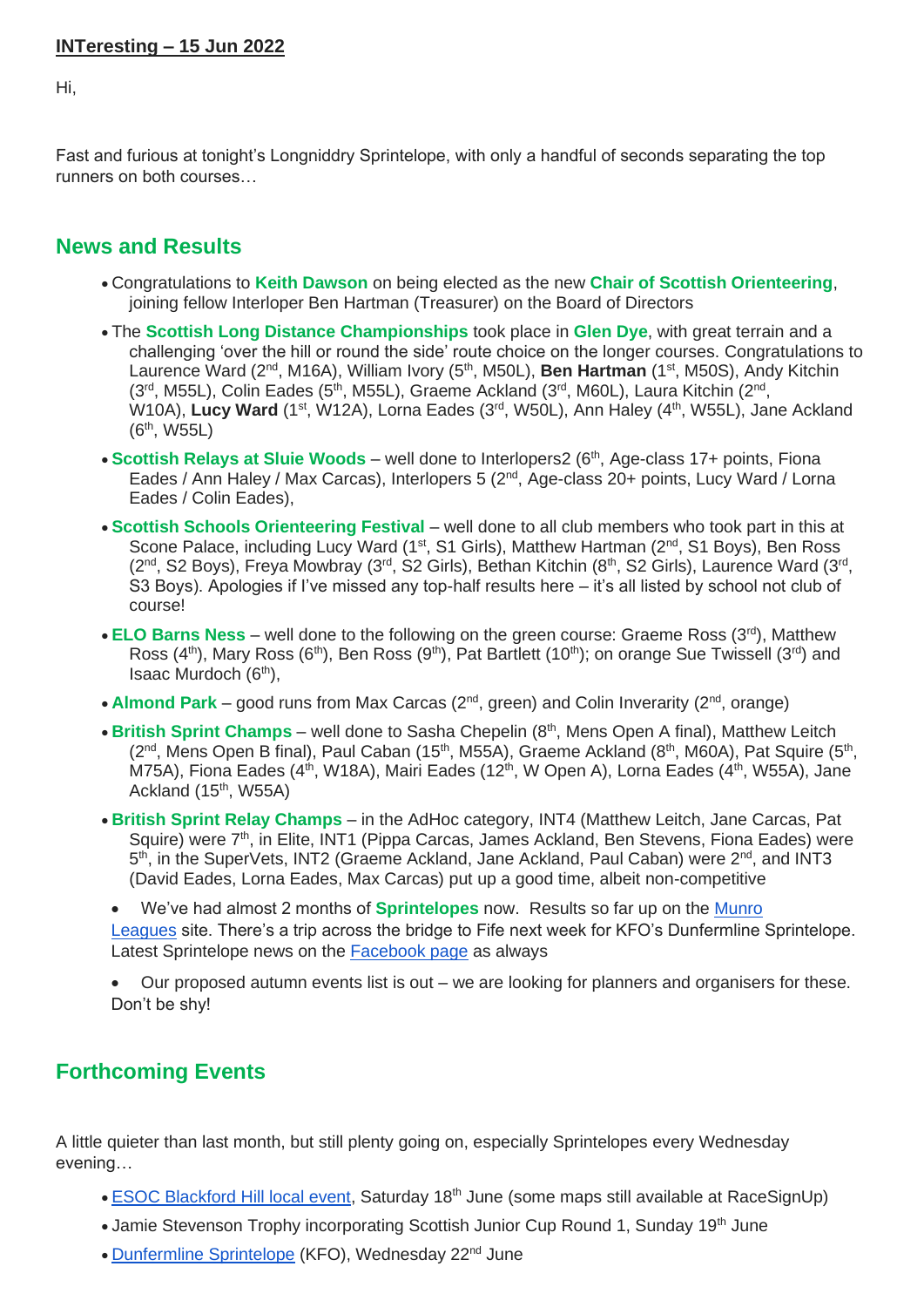**INTeresting – 15 Jun 2022**

Hi,

Fast and furious at tonight's Longniddry Sprintelope, with only a handful of seconds separating the top runners on both courses…

## News and Results

- Congratulations to **Keith Dawson** on being elected as the new **Chair of Scottish Orienteering**, joining fellow Interloper Ben Hartman (Treasurer) on the Board of Directors
- The **Scottish Long Distance Championships** took place in **Glen Dye**, with great terrain and a challenging 'over the hill or round the side' route choice on the longer courses. Congratulations to Laurence Ward (2nd, M16A), William Ivory (5th, M50L), **Ben Hartman** (1st, M50S), Andy Kitchin (3rd, M55L), Colin Eades (5th, M55L), Graeme Ackland (3rd, M60L), Laura Kitchin (2nd, W10A), **Lucy Ward** (1st, W12A), Lorna Eades (3rd, W50L), Ann Haley (4th, W55L), Jane Ackland (6th, W55L)
- **Scottish Relays at Sluie Woods** – well done to Interlopers2 (6th, Age-class 17+ points, Fiona Eades / Ann Haley / Max Carcas), Interlopers 5 (2nd, Age-class 20+ points, Lucy Ward / Lorna Eades / Colin Eades),
- **Scottish Schools Orienteering Festival** – well done to all club members who took part in this at Scone Palace, including Lucy Ward (1st, S1 Girls), Matthew Hartman (2nd, S1 Boys), Ben Ross (2nd, S2 Boys), Freya Mowbray (3rd, S2 Girls), Bethan Kitchin (8th, S2 Girls), Laurence Ward (3rd, S3 Boys). Apologies if I've missed any top-half results here – it's all listed by school not club of course!
- **ELO Barns Ness** – well done to the following on the green course: Graeme Ross (3rd), Matthew Ross (4th), Mary Ross (6th), Ben Ross (9th), Pat Bartlett (10th); on orange Sue Twissell (3rd) and Isaac Murdoch (6th),
- **Almond Park** – good runs from Max Carcas (2nd, green) and Colin Inverarity (2nd, orange)
- **British Sprint Champs** – well done to Sasha Chepelin (8th, Mens Open A final), Matthew Leitch (2nd, Mens Open B final), Paul Caban (15th, M55A), Graeme Ackland (8th, M60A), Pat Squire (5th, M75A), Fiona Eades (4th, W18A), Mairi Eades (12th, W Open A), Lorna Eades (4th, W55A), Jane Ackland (15th, W55A)
- **British Sprint Relay Champs** – in the AdHoc category, INT4 (Matthew Leitch, Jane Carcas, Pat Squire) were 7th, in Elite, INT1 (Pippa Carcas, James Ackland, Ben Stevens, Fiona Eades) were 5th, in the SuperVets, INT2 (Graeme Ackland, Jane Ackland, Paul Caban) were 2nd, and INT3 (David Eades, Lorna Eades, Max Carcas) put up a good time, albeit non-competitive
- We've had almost 2 months of **Sprintelopes** now. Results so far up on the Munro Leagues site. There's a trip across the bridge to Fife next week for KFO's Dunfermline Sprintelope. Latest Sprintelope news on the Facebook page as always
- Our proposed autumn events list is out – we are looking for planners and organisers for these. Don't be shy!

## Forthcoming Events

A little quieter than last month, but still plenty going on, especially Sprintelopes every Wednesday evening…

- ESOC Blackford Hill local event, Saturday 18th June (some maps still available at RaceSignUp)
- Jamie Stevenson Trophy incorporating Scottish Junior Cup Round 1, Sunday 19th June
- Dunfermline Sprintelope (KFO), Wednesday 22nd June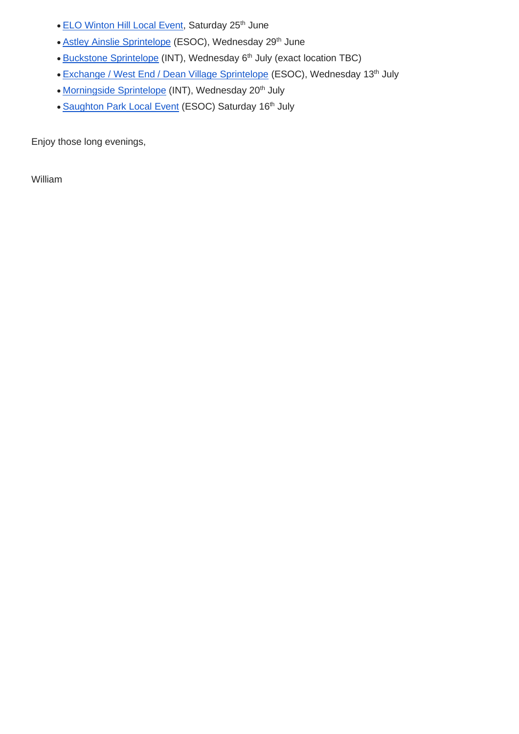- ELO Winton Hill Local Event, Saturday 25th June
- Astley Ainslie Sprintelope (ESOC), Wednesday 29th June
- Buckstone Sprintelope (INT), Wednesday 6th July (exact location TBC)
- Exchange / West End / Dean Village Sprintelope (ESOC), Wednesday 13th July
- Morningside Sprintelope (INT), Wednesday 20th July
- Saughton Park Local Event (ESOC) Saturday 16th July

Enjoy those long evenings,

William